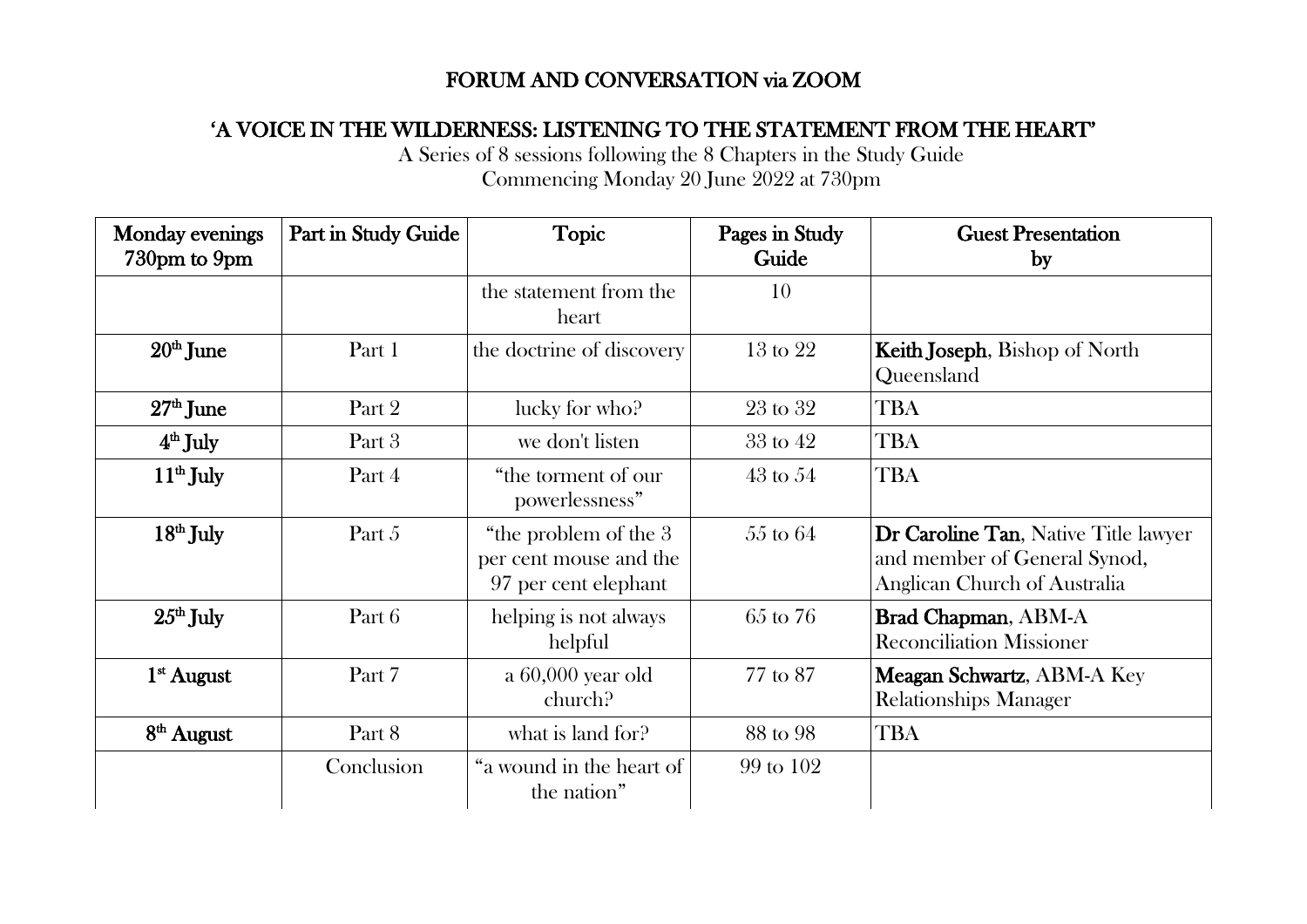# FORUM AND CONVERSATION via ZOOM

## 'A VOICE IN THE WILDERNESS: LISTENING TO THE STATEMENT FROM THE HEART'

A Series of 8 sessions following the 8 Chapters in the Study Guide
Commencing Monday 20 June 2022 at 730pm

| Monday evenings 730pm to 9pm | Part in Study Guide | Topic | Pages in Study Guide | Guest Presentation by |
|---|---|---|---|---|
| | | the statement from the heart | 10 | |
| **20th June** | Part 1 | the doctrine of discovery | 13 to 22 | **Keith Joseph**, Bishop of North Queensland |
| **27th June** | Part 2 | lucky for who? | 23 to 32 | TBA |
| **4th July** | Part 3 | we don't listen | 33 to 42 | TBA |
| **11th July** | Part 4 | "the torment of our powerlessness" | 43 to 54 | TBA |
| **18th July** | Part 5 | "the problem of the 3 per cent mouse and the 97 per cent elephant | 55 to 64 | **Dr Caroline Tan**, Native Title lawyer and member of General Synod, Anglican Church of Australia |
| **25th July** | Part 6 | helping is not always helpful | 65 to 76 | **Brad Chapman**, ABM-A Reconciliation Missioner |
| **1st August** | Part 7 | a 60,000 year old church? | 77 to 87 | **Meagan Schwartz**, ABM-A Key Relationships Manager |
| **8th August** | Part 8 | what is land for? | 88 to 98 | TBA |
| | Conclusion | "a wound in the heart of the nation" | 99 to 102 | |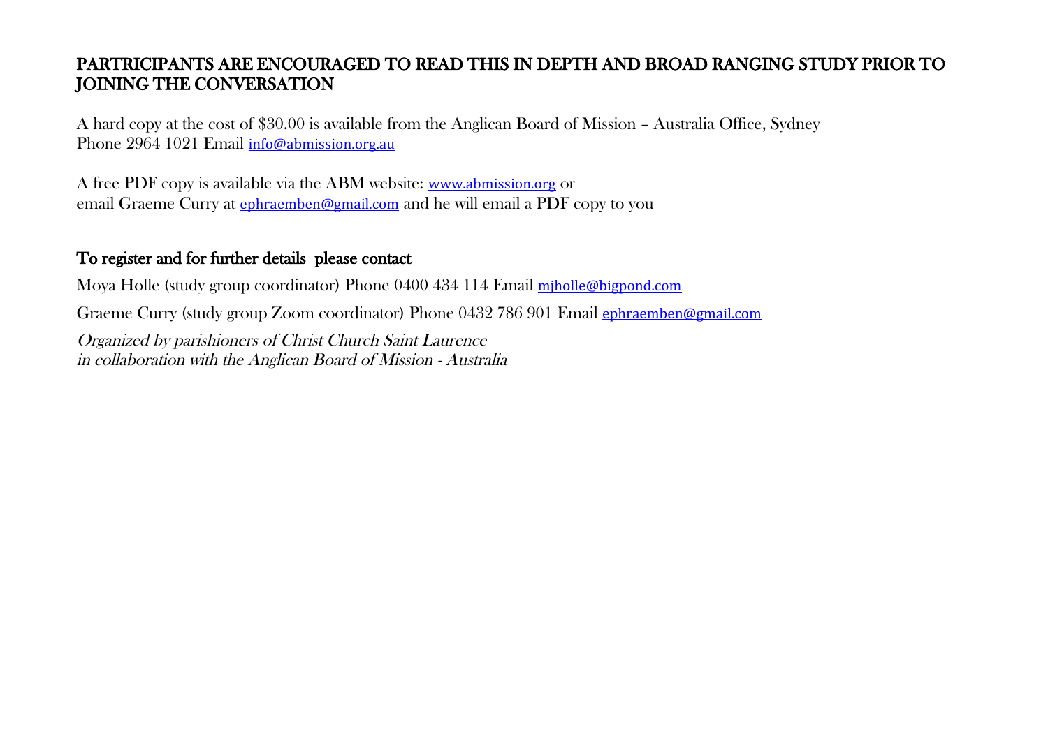## PARTRICIPANTS ARE ENCOURAGED TO READ THIS IN DEPTH AND BROAD RANGING STUDY PRIOR TO JOINING THE CONVERSATION

A hard copy at the cost of $30.00 is available from the Anglican Board of Mission – Australia Office, Sydney
Phone 2964 1021 Email info@abmission.org.au

A free PDF copy is available via the ABM website: www.abmission.org or
email Graeme Curry at ephraemben@gmail.com and he will email a PDF copy to you

## To register and for further details please contact

Moya Holle (study group coordinator) Phone 0400 434 114 Email mjholle@bigpond.com

Graeme Curry (study group Zoom coordinator) Phone 0432 786 901 Email ephraemben@gmail.com

*Organized by parishioners of Christ Church Saint Laurence*
*in collaboration with the Anglican Board of Mission - Australia*